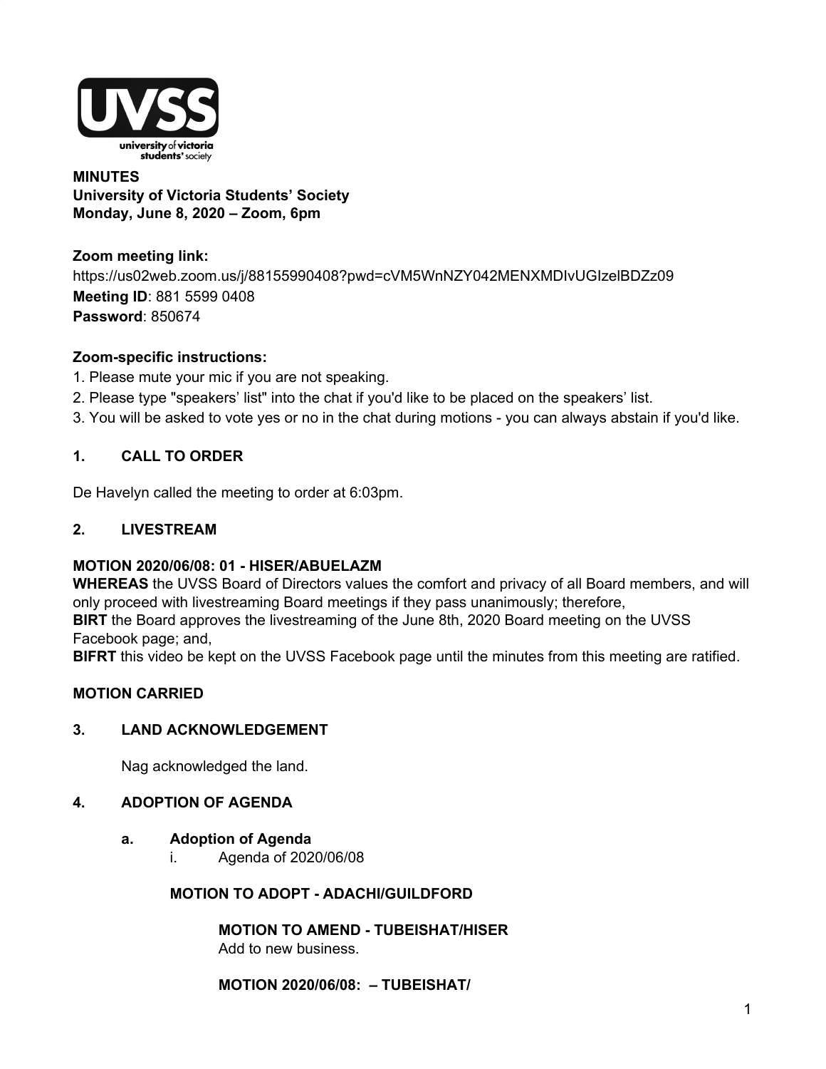**MINUTES**
**University of Victoria Students' Society**
**Monday, June 8, 2020 – Zoom, 6pm**

**Zoom meeting link:**
https://us02web.zoom.us/j/88155990408?pwd=cVM5WnNZY042MENXMDIvUGIzelBDZz09
**Meeting ID**: 881 5599 0408
**Password**: 850674

**Zoom-specific instructions:**
1. Please mute your mic if you are not speaking.
2. Please type "speakers' list" into the chat if you'd like to be placed on the speakers' list.
3. You will be asked to vote yes or no in the chat during motions - you can always abstain if you'd like.

## 1. CALL TO ORDER

De Havelyn called the meeting to order at 6:03pm.

## 2. LIVESTREAM

**MOTION 2020/06/08: 01 - HISER/ABUELAZM**
**WHEREAS** the UVSS Board of Directors values the comfort and privacy of all Board members, and will only proceed with livestreaming Board meetings if they pass unanimously; therefore,
**BIRT** the Board approves the livestreaming of the June 8th, 2020 Board meeting on the UVSS Facebook page; and,
**BIFRT** this video be kept on the UVSS Facebook page until the minutes from this meeting are ratified.

**MOTION CARRIED**

## 3. LAND ACKNOWLEDGEMENT

Nag acknowledged the land.

## 4. ADOPTION OF AGENDA

### a. Adoption of Agenda

i. Agenda of 2020/06/08

**MOTION TO ADOPT - ADACHI/GUILDFORD**

**MOTION TO AMEND - TUBEISHAT/HISER**
Add to new business.

**MOTION 2020/06/08: – TUBEISHAT/**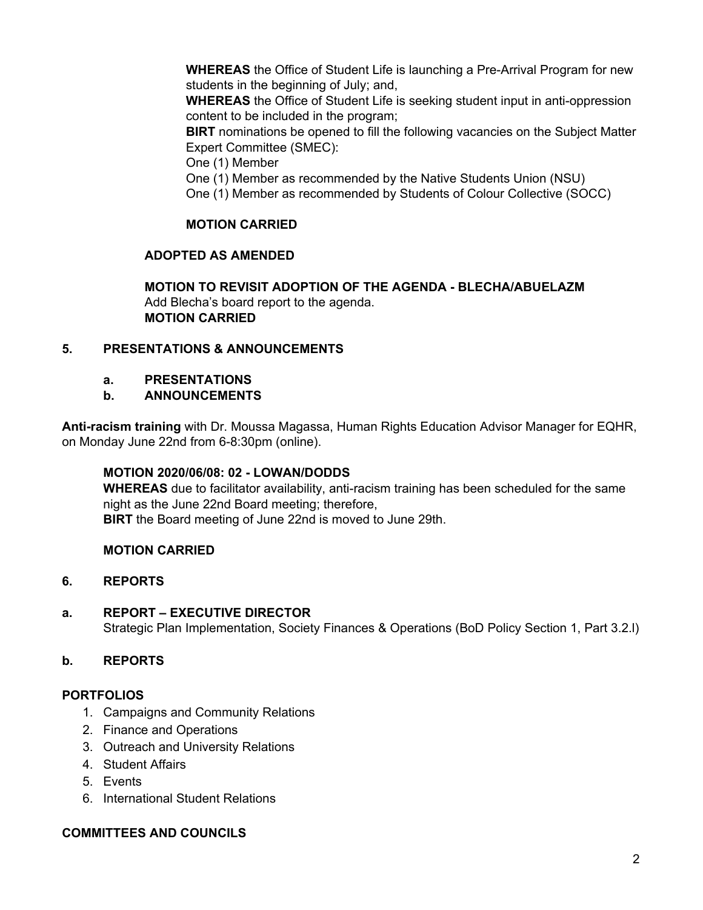**WHEREAS** the Office of Student Life is launching a Pre-Arrival Program for new students in the beginning of July; and,
**WHEREAS** the Office of Student Life is seeking student input in anti-oppression content to be included in the program;
**BIRT** nominations be opened to fill the following vacancies on the Subject Matter Expert Committee (SMEC):
One (1) Member
One (1) Member as recommended by the Native Students Union (NSU)
One (1) Member as recommended by Students of Colour Collective (SOCC)

**MOTION CARRIED**

**ADOPTED AS AMENDED**

**MOTION TO REVISIT ADOPTION OF THE AGENDA - BLECHA/ABUELAZM**
Add Blecha's board report to the agenda.
**MOTION CARRIED**

## 5. PRESENTATIONS & ANNOUNCEMENTS

### a. PRESENTATIONS

### b. ANNOUNCEMENTS

**Anti-racism training** with Dr. Moussa Magassa, Human Rights Education Advisor Manager for EQHR, on Monday June 22nd from 6-8:30pm (online).

**MOTION 2020/06/08: 02 - LOWAN/DODDS**
**WHEREAS** due to facilitator availability, anti-racism training has been scheduled for the same night as the June 22nd Board meeting; therefore,
**BIRT** the Board meeting of June 22nd is moved to June 29th.

**MOTION CARRIED**

## 6. REPORTS

### a. REPORT – EXECUTIVE DIRECTOR

Strategic Plan Implementation, Society Finances & Operations (BoD Policy Section 1, Part 3.2.l)

### b. REPORTS

**PORTFOLIOS**

1. Campaigns and Community Relations
2. Finance and Operations
3. Outreach and University Relations
4. Student Affairs
5. Events
6. International Student Relations

**COMMITTEES AND COUNCILS**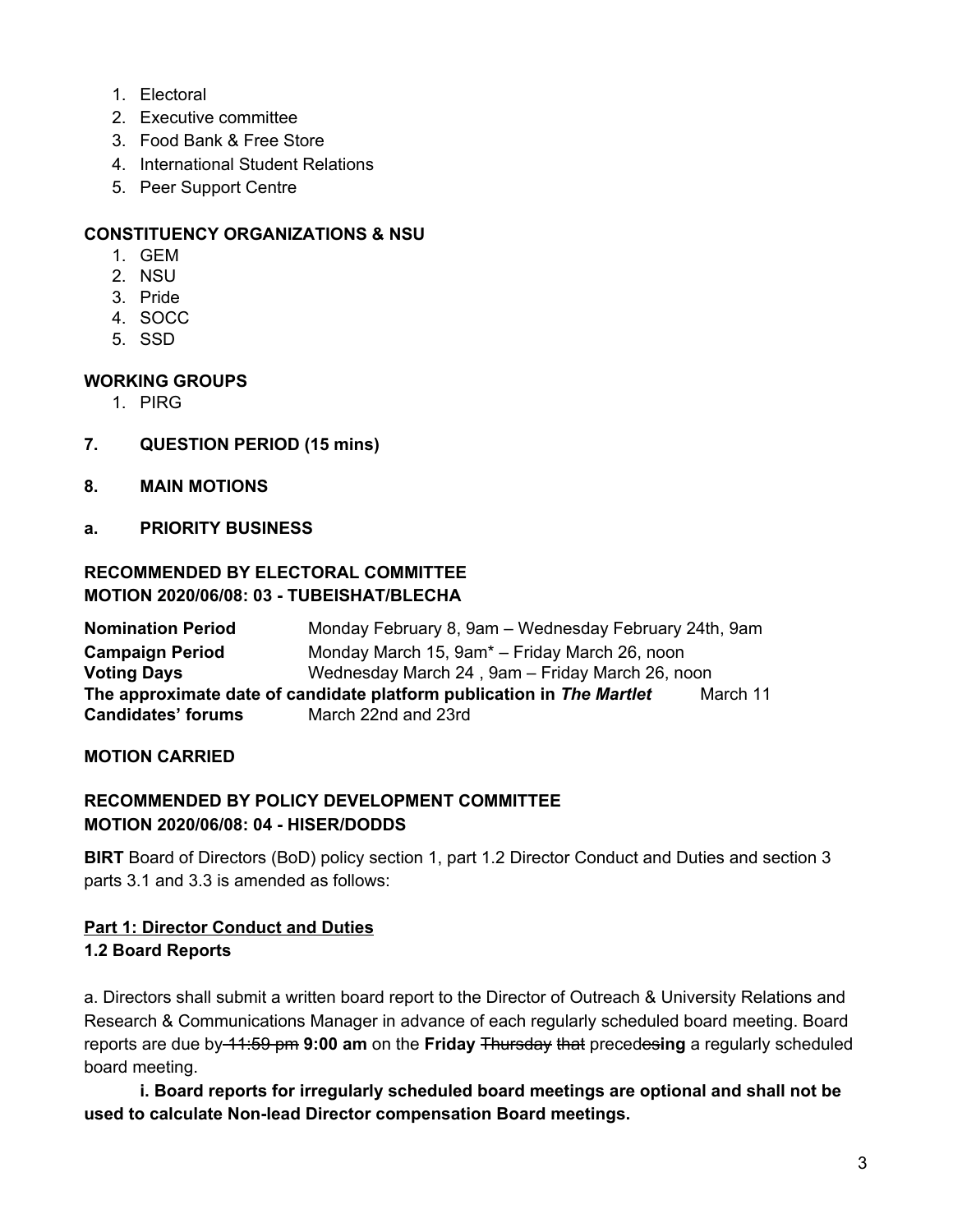1. Electoral
2. Executive committee
3. Food Bank & Free Store
4. International Student Relations
5. Peer Support Centre

**CONSTITUENCY ORGANIZATIONS & NSU**

1. GEM
2. NSU
3. Pride
4. SOCC
5. SSD

**WORKING GROUPS**

1. PIRG

**7. QUESTION PERIOD (15 mins)**

**8. MAIN MOTIONS**

**a. PRIORITY BUSINESS**

**RECOMMENDED BY ELECTORAL COMMITTEE**
**MOTION 2020/06/08: 03 - TUBEISHAT/BLECHA**

**Nomination Period** Monday February 8, 9am – Wednesday February 24th, 9am
**Campaign Period** Monday March 15, 9am* – Friday March 26, noon
**Voting Days** Wednesday March 24 , 9am – Friday March 26, noon
**The approximate date of candidate platform publication in *The Martlet*** March 11
**Candidates' forums** March 22nd and 23rd

**MOTION CARRIED**

**RECOMMENDED BY POLICY DEVELOPMENT COMMITTEE**
**MOTION 2020/06/08: 04 - HISER/DODDS**

**BIRT** Board of Directors (BoD) policy section 1, part 1.2 Director Conduct and Duties and section 3 parts 3.1 and 3.3 is amended as follows:

**Part 1: Director Conduct and Duties**

**1.2 Board Reports**

a. Directors shall submit a written board report to the Director of Outreach & University Relations and Research & Communications Manager in advance of each regularly scheduled board meeting. Board reports are due by ~~11:59 pm~~ **9:00 am** on the **Friday** ~~Thursday~~ ~~that~~ preced~~es~~**ing** a regularly scheduled board meeting.

**i. Board reports for irregularly scheduled board meetings are optional and shall not be used to calculate Non-lead Director compensation Board meetings.**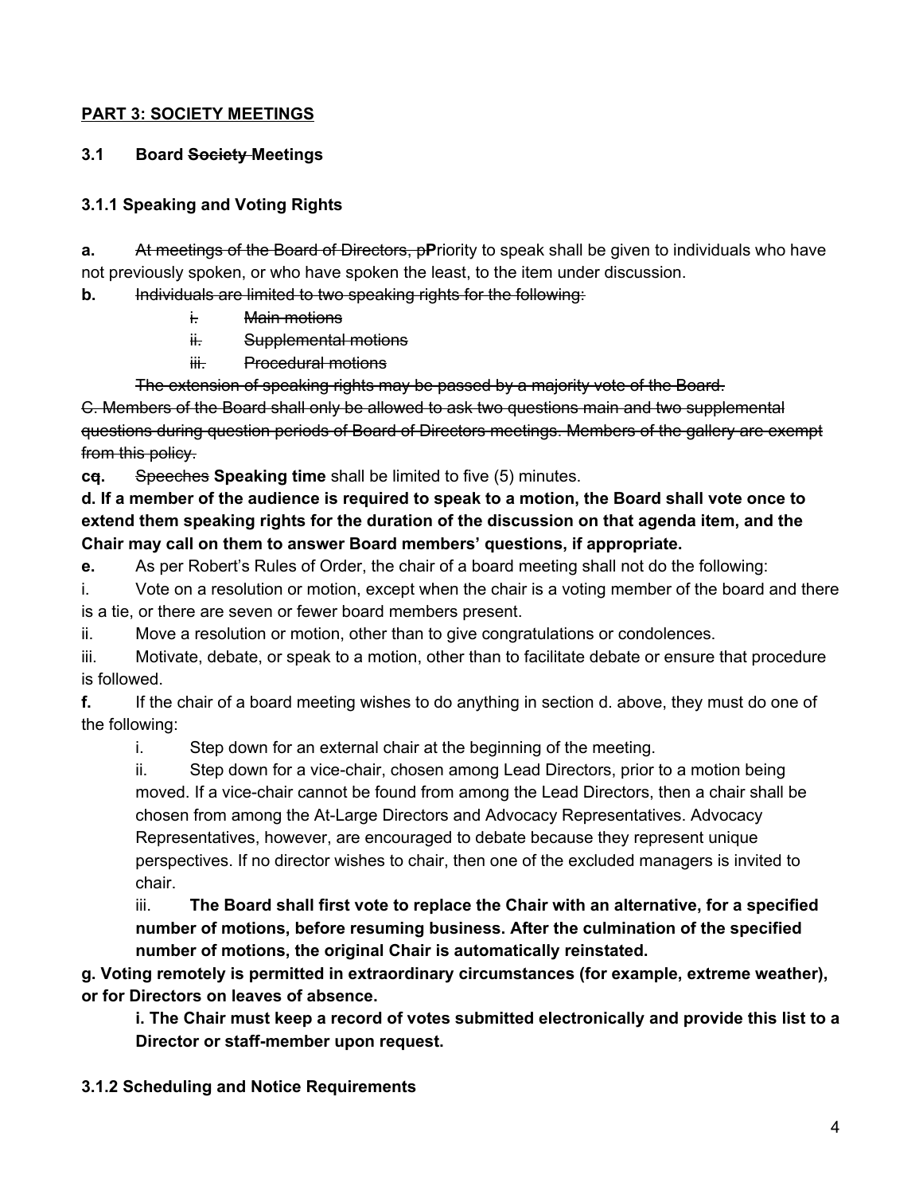## PART 3: SOCIETY MEETINGS

### 3.1 Board ~~Society~~ Meetings

### 3.1.1 Speaking and Voting Rights

**a.** ~~At meetings of the Board of Directors, p~~**P**riority to speak shall be given to individuals who have not previously spoken, or who have spoken the least, to the item under discussion.

**b.** ~~Individuals are limited to two speaking rights for the following:~~

- ~~i. Main motions~~
- ~~ii. Supplemental motions~~
- ~~iii. Procedural motions~~

~~The extension of speaking rights may be passed by a majority vote of the Board.~~

~~C. Members of the Board shall only be allowed to ask two questions main and two supplemental questions during question periods of Board of Directors meetings. Members of the gallery are exempt from this policy.~~

**cq.** ~~Speeches~~ **Speaking time** shall be limited to five (5) minutes.

**d. If a member of the audience is required to speak to a motion, the Board shall vote once to extend them speaking rights for the duration of the discussion on that agenda item, and the Chair may call on them to answer Board members' questions, if appropriate.**

**e.** As per Robert's Rules of Order, the chair of a board meeting shall not do the following:

i. Vote on a resolution or motion, except when the chair is a voting member of the board and there is a tie, or there are seven or fewer board members present.

ii. Move a resolution or motion, other than to give congratulations or condolences.

iii. Motivate, debate, or speak to a motion, other than to facilitate debate or ensure that procedure is followed.

**f.** If the chair of a board meeting wishes to do anything in section d. above, they must do one of the following:

i. Step down for an external chair at the beginning of the meeting.

ii. Step down for a vice-chair, chosen among Lead Directors, prior to a motion being moved. If a vice-chair cannot be found from among the Lead Directors, then a chair shall be chosen from among the At-Large Directors and Advocacy Representatives. Advocacy Representatives, however, are encouraged to debate because they represent unique perspectives. If no director wishes to chair, then one of the excluded managers is invited to chair.

iii. **The Board shall first vote to replace the Chair with an alternative, for a specified number of motions, before resuming business. After the culmination of the specified number of motions, the original Chair is automatically reinstated.**

**g. Voting remotely is permitted in extraordinary circumstances (for example, extreme weather), or for Directors on leaves of absence.**

**i. The Chair must keep a record of votes submitted electronically and provide this list to a Director or staff-member upon request.**

### 3.1.2 Scheduling and Notice Requirements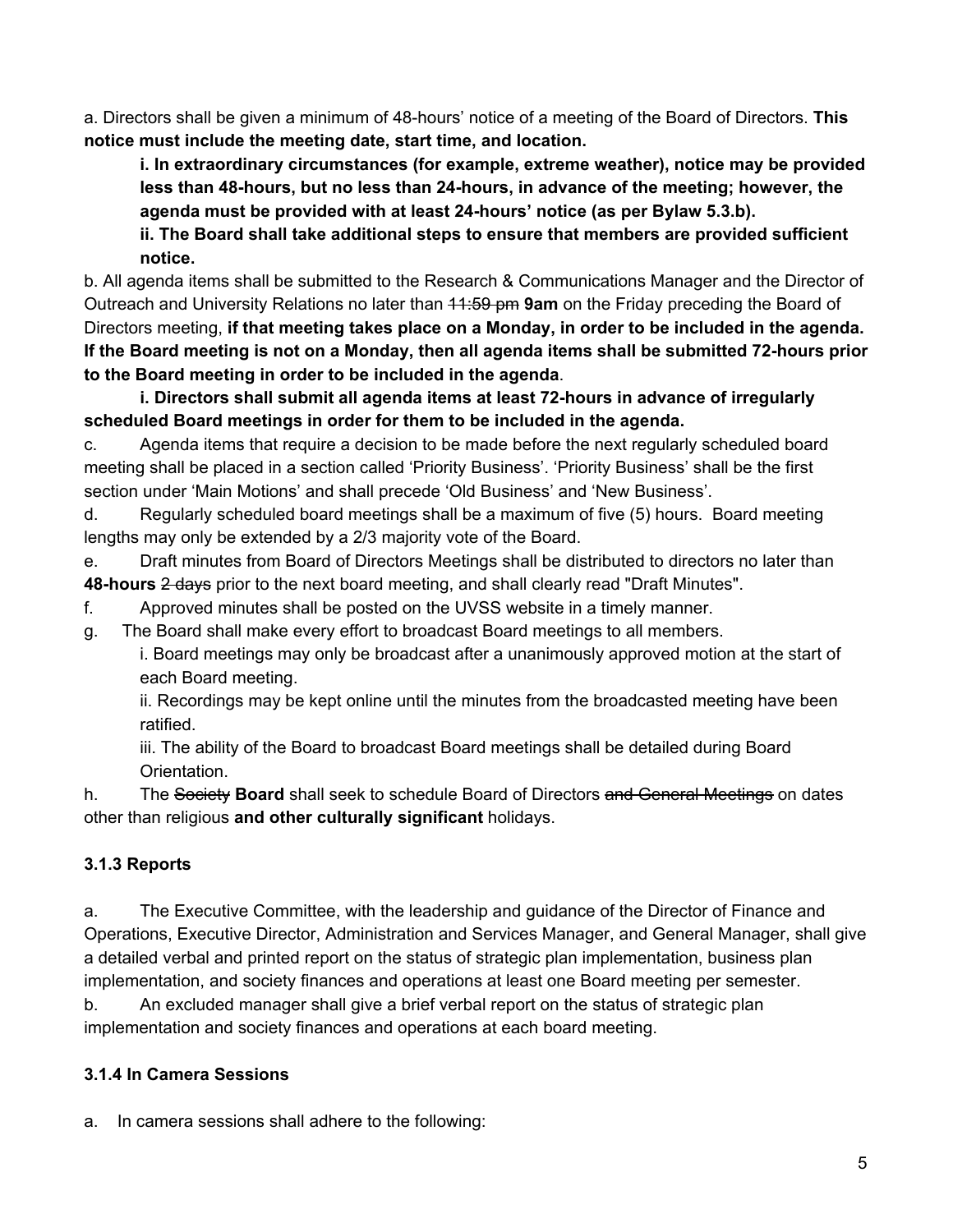a. Directors shall be given a minimum of 48-hours' notice of a meeting of the Board of Directors. **This notice must include the meeting date, start time, and location.**

> **i. In extraordinary circumstances (for example, extreme weather), notice may be provided less than 48-hours, but no less than 24-hours, in advance of the meeting; however, the agenda must be provided with at least 24-hours' notice (as per Bylaw 5.3.b).**
>
> **ii. The Board shall take additional steps to ensure that members are provided sufficient notice.**

b. All agenda items shall be submitted to the Research & Communications Manager and the Director of Outreach and University Relations no later than ~~11:59 pm~~ **9am** on the Friday preceding the Board of Directors meeting, **if that meeting takes place on a Monday, in order to be included in the agenda. If the Board meeting is not on a Monday, then all agenda items shall be submitted 72-hours prior to the Board meeting in order to be included in the agenda**.

> **i. Directors shall submit all agenda items at least 72-hours in advance of irregularly scheduled Board meetings in order for them to be included in the agenda.**

c. Agenda items that require a decision to be made before the next regularly scheduled board meeting shall be placed in a section called 'Priority Business'. 'Priority Business' shall be the first section under 'Main Motions' and shall precede 'Old Business' and 'New Business'.

d. Regularly scheduled board meetings shall be a maximum of five (5) hours. Board meeting lengths may only be extended by a 2/3 majority vote of the Board.

e. Draft minutes from Board of Directors Meetings shall be distributed to directors no later than **48-hours** ~~2 days~~ prior to the next board meeting, and shall clearly read "Draft Minutes".

f. Approved minutes shall be posted on the UVSS website in a timely manner.

g. The Board shall make every effort to broadcast Board meetings to all members.

> i. Board meetings may only be broadcast after a unanimously approved motion at the start of each Board meeting.
>
> ii. Recordings may be kept online until the minutes from the broadcasted meeting have been ratified.
>
> iii. The ability of the Board to broadcast Board meetings shall be detailed during Board Orientation.

h. The ~~Society~~ **Board** shall seek to schedule Board of Directors ~~and General Meetings~~ on dates other than religious **and other culturally significant** holidays.

### 3.1.3 Reports

a. The Executive Committee, with the leadership and guidance of the Director of Finance and Operations, Executive Director, Administration and Services Manager, and General Manager, shall give a detailed verbal and printed report on the status of strategic plan implementation, business plan implementation, and society finances and operations at least one Board meeting per semester.

b. An excluded manager shall give a brief verbal report on the status of strategic plan implementation and society finances and operations at each board meeting.

### 3.1.4 In Camera Sessions

a. In camera sessions shall adhere to the following: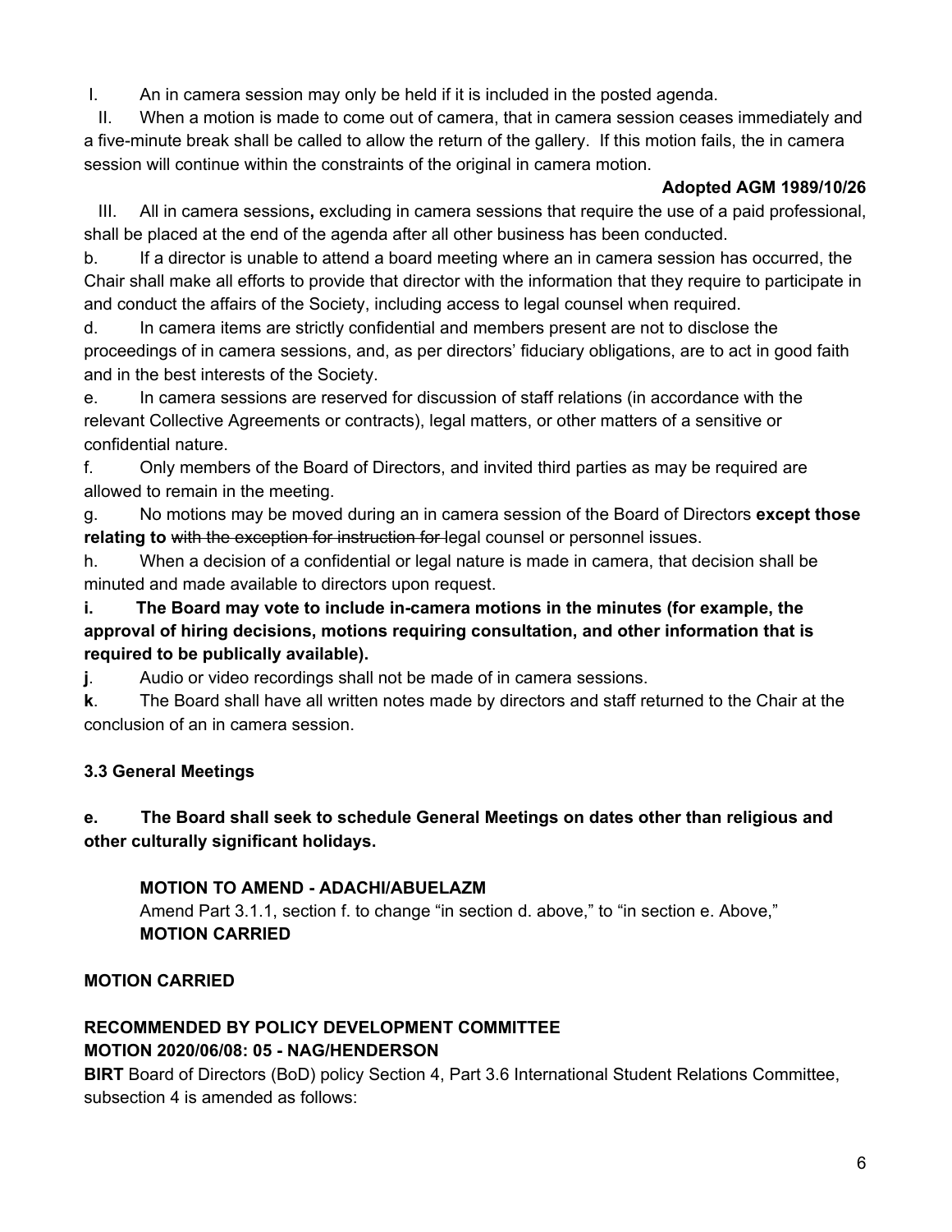I. An in camera session may only be held if it is included in the posted agenda.

II. When a motion is made to come out of camera, that in camera session ceases immediately and a five-minute break shall be called to allow the return of the gallery. If this motion fails, the in camera session will continue within the constraints of the original in camera motion.

**Adopted AGM 1989/10/26**

III. All in camera sessions**,** excluding in camera sessions that require the use of a paid professional, shall be placed at the end of the agenda after all other business has been conducted.

b. If a director is unable to attend a board meeting where an in camera session has occurred, the Chair shall make all efforts to provide that director with the information that they require to participate in and conduct the affairs of the Society, including access to legal counsel when required.

d. In camera items are strictly confidential and members present are not to disclose the proceedings of in camera sessions, and, as per directors' fiduciary obligations, are to act in good faith and in the best interests of the Society.

e. In camera sessions are reserved for discussion of staff relations (in accordance with the relevant Collective Agreements or contracts), legal matters, or other matters of a sensitive or confidential nature.

f. Only members of the Board of Directors, and invited third parties as may be required are allowed to remain in the meeting.

g. No motions may be moved during an in camera session of the Board of Directors **except those relating to** ~~with the exception for instruction for~~ legal counsel or personnel issues.

h. When a decision of a confidential or legal nature is made in camera, that decision shall be minuted and made available to directors upon request.

**i. The Board may vote to include in-camera motions in the minutes (for example, the approval of hiring decisions, motions requiring consultation, and other information that is required to be publically available).**

**j**. Audio or video recordings shall not be made of in camera sessions.

**k**. The Board shall have all written notes made by directors and staff returned to the Chair at the conclusion of an in camera session.

**3.3 General Meetings**

**e. The Board shall seek to schedule General Meetings on dates other than religious and other culturally significant holidays.**

> **MOTION TO AMEND - ADACHI/ABUELAZM**
>
> Amend Part 3.1.1, section f. to change "in section d. above," to "in section e. Above,"
>
> **MOTION CARRIED**

**MOTION CARRIED**

**RECOMMENDED BY POLICY DEVELOPMENT COMMITTEE**
**MOTION 2020/06/08: 05 - NAG/HENDERSON**

**BIRT** Board of Directors (BoD) policy Section 4, Part 3.6 International Student Relations Committee, subsection 4 is amended as follows: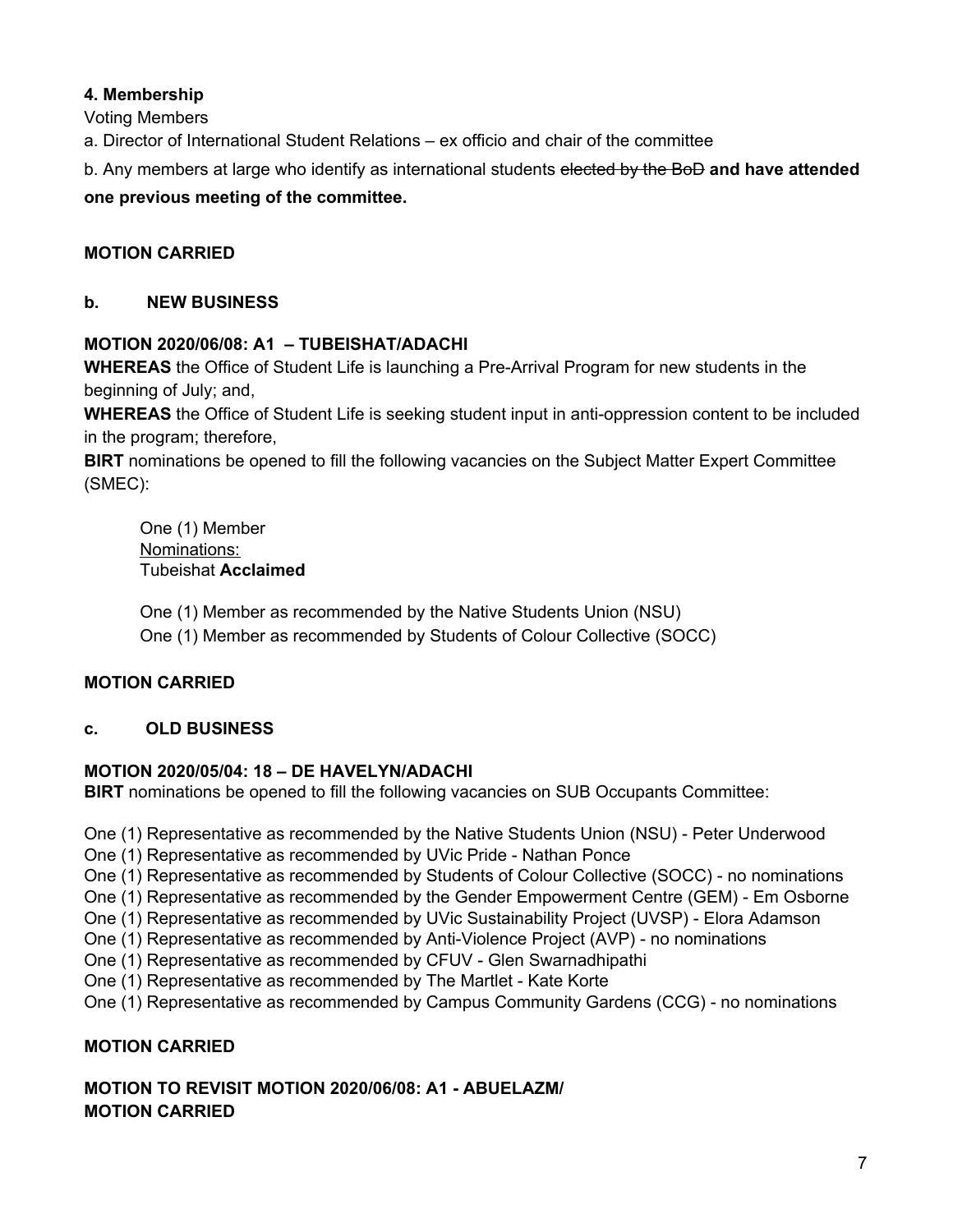**4. Membership**

Voting Members

a. Director of International Student Relations – ex officio and chair of the committee

b. Any members at large who identify as international students ~~elected by the BoD~~ **and have attended one previous meeting of the committee.**

**MOTION CARRIED**

**b. NEW BUSINESS**

**MOTION 2020/06/08: A1 – TUBEISHAT/ADACHI**

**WHEREAS** the Office of Student Life is launching a Pre-Arrival Program for new students in the beginning of July; and,

**WHEREAS** the Office of Student Life is seeking student input in anti-oppression content to be included in the program; therefore,

**BIRT** nominations be opened to fill the following vacancies on the Subject Matter Expert Committee (SMEC):

> One (1) Member
> <u>Nominations:</u>
> Tubeishat **Acclaimed**
>
> One (1) Member as recommended by the Native Students Union (NSU)
> One (1) Member as recommended by Students of Colour Collective (SOCC)

**MOTION CARRIED**

**c. OLD BUSINESS**

**MOTION 2020/05/04: 18 – DE HAVELYN/ADACHI**

**BIRT** nominations be opened to fill the following vacancies on SUB Occupants Committee:

One (1) Representative as recommended by the Native Students Union (NSU) - Peter Underwood
One (1) Representative as recommended by UVic Pride - Nathan Ponce
One (1) Representative as recommended by Students of Colour Collective (SOCC) - no nominations
One (1) Representative as recommended by the Gender Empowerment Centre (GEM) - Em Osborne
One (1) Representative as recommended by UVic Sustainability Project (UVSP) - Elora Adamson
One (1) Representative as recommended by Anti-Violence Project (AVP) - no nominations
One (1) Representative as recommended by CFUV - Glen Swarnadhipathi
One (1) Representative as recommended by The Martlet - Kate Korte
One (1) Representative as recommended by Campus Community Gardens (CCG) - no nominations

**MOTION CARRIED**

**MOTION TO REVISIT MOTION 2020/06/08: A1 - ABUELAZM/**
**MOTION CARRIED**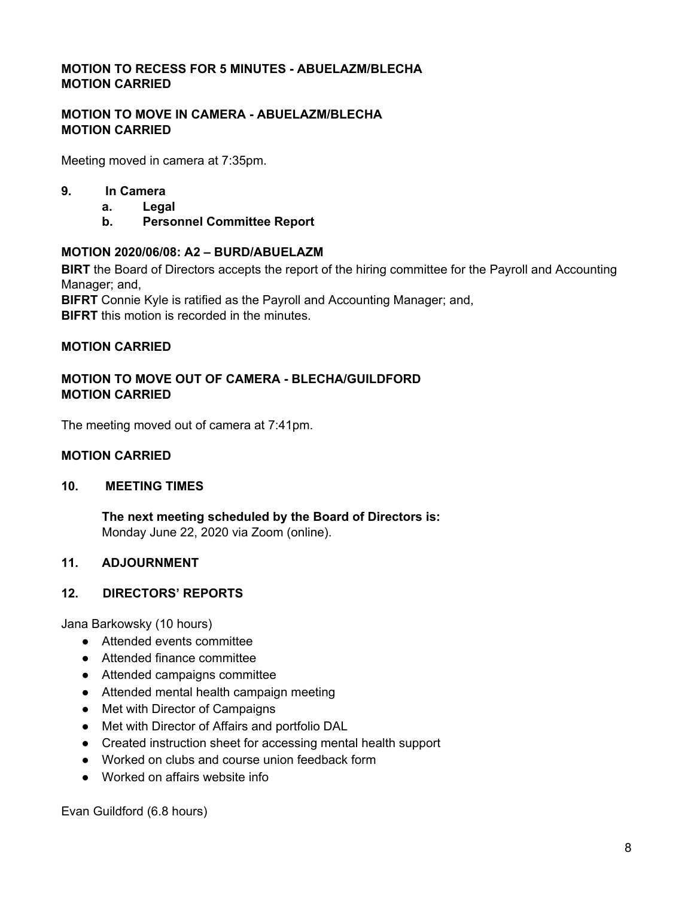**MOTION TO RECESS FOR 5 MINUTES - ABUELAZM/BLECHA**
**MOTION CARRIED**

**MOTION TO MOVE IN CAMERA - ABUELAZM/BLECHA**
**MOTION CARRIED**

Meeting moved in camera at 7:35pm.

## 9. In Camera

a. **Legal**
b. **Personnel Committee Report**

**MOTION 2020/06/08: A2 – BURD/ABUELAZM**

**BIRT** the Board of Directors accepts the report of the hiring committee for the Payroll and Accounting Manager; and,
**BIFRT** Connie Kyle is ratified as the Payroll and Accounting Manager; and,
**BIFRT** this motion is recorded in the minutes.

**MOTION CARRIED**

**MOTION TO MOVE OUT OF CAMERA - BLECHA/GUILDFORD**
**MOTION CARRIED**

The meeting moved out of camera at 7:41pm.

**MOTION CARRIED**

## 10. MEETING TIMES

**The next meeting scheduled by the Board of Directors is:**
Monday June 22, 2020 via Zoom (online).

## 11. ADJOURNMENT

## 12. DIRECTORS' REPORTS

Jana Barkowsky (10 hours)

- Attended events committee
- Attended finance committee
- Attended campaigns committee
- Attended mental health campaign meeting
- Met with Director of Campaigns
- Met with Director of Affairs and portfolio DAL
- Created instruction sheet for accessing mental health support
- Worked on clubs and course union feedback form
- Worked on affairs website info

Evan Guildford (6.8 hours)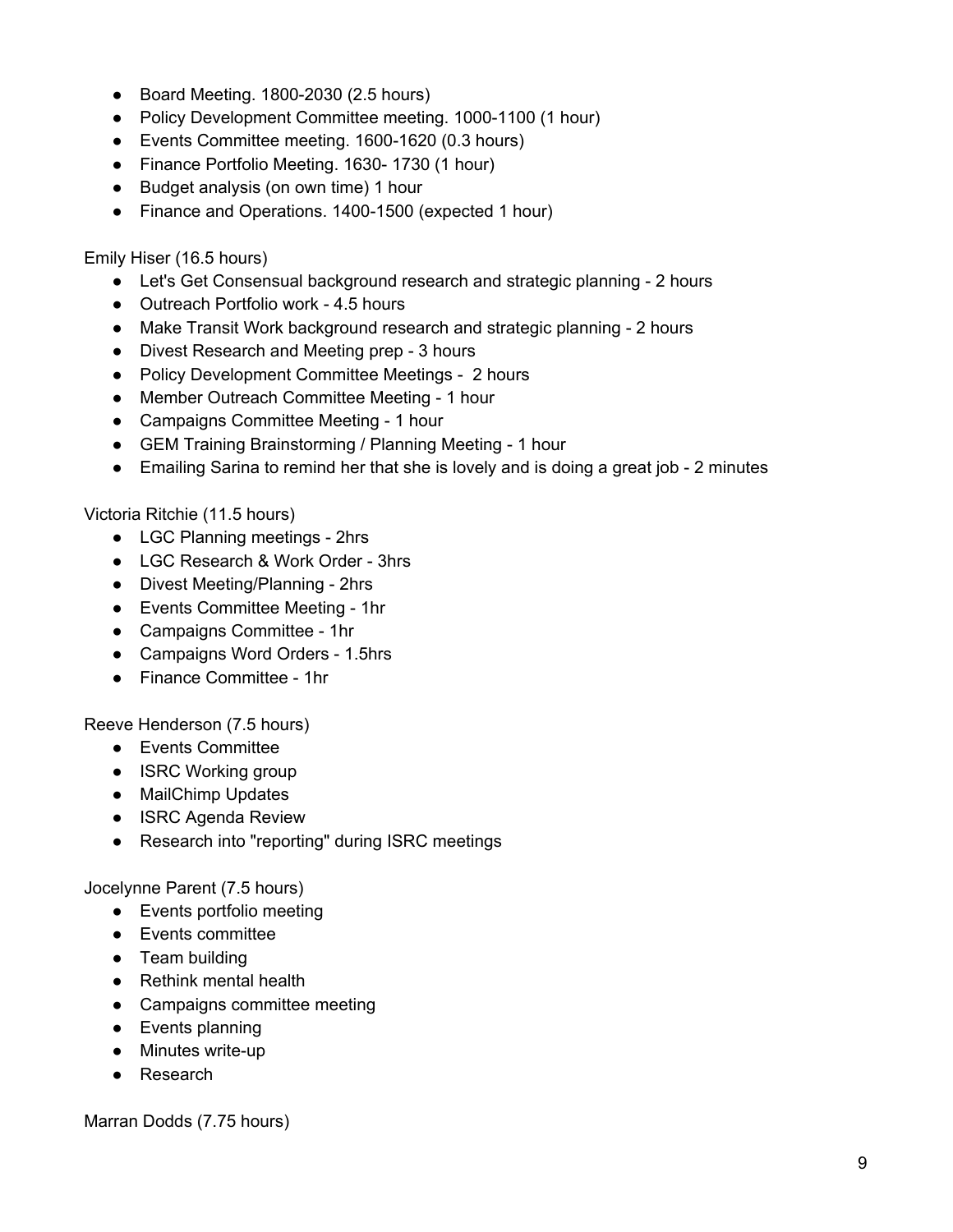- Board Meeting. 1800-2030 (2.5 hours)
- Policy Development Committee meeting. 1000-1100 (1 hour)
- Events Committee meeting. 1600-1620 (0.3 hours)
- Finance Portfolio Meeting. 1630- 1730 (1 hour)
- Budget analysis (on own time) 1 hour
- Finance and Operations. 1400-1500 (expected 1 hour)

Emily Hiser (16.5 hours)

- Let's Get Consensual background research and strategic planning - 2 hours
- Outreach Portfolio work - 4.5 hours
- Make Transit Work background research and strategic planning - 2 hours
- Divest Research and Meeting prep - 3 hours
- Policy Development Committee Meetings - 2 hours
- Member Outreach Committee Meeting - 1 hour
- Campaigns Committee Meeting - 1 hour
- GEM Training Brainstorming / Planning Meeting - 1 hour
- Emailing Sarina to remind her that she is lovely and is doing a great job - 2 minutes

Victoria Ritchie (11.5 hours)

- LGC Planning meetings - 2hrs
- LGC Research & Work Order - 3hrs
- Divest Meeting/Planning - 2hrs
- Events Committee Meeting - 1hr
- Campaigns Committee - 1hr
- Campaigns Word Orders - 1.5hrs
- Finance Committee - 1hr

Reeve Henderson (7.5 hours)

- Events Committee
- ISRC Working group
- MailChimp Updates
- ISRC Agenda Review
- Research into "reporting" during ISRC meetings

Jocelynne Parent (7.5 hours)

- Events portfolio meeting
- Events committee
- Team building
- Rethink mental health
- Campaigns committee meeting
- Events planning
- Minutes write-up
- Research

Marran Dodds (7.75 hours)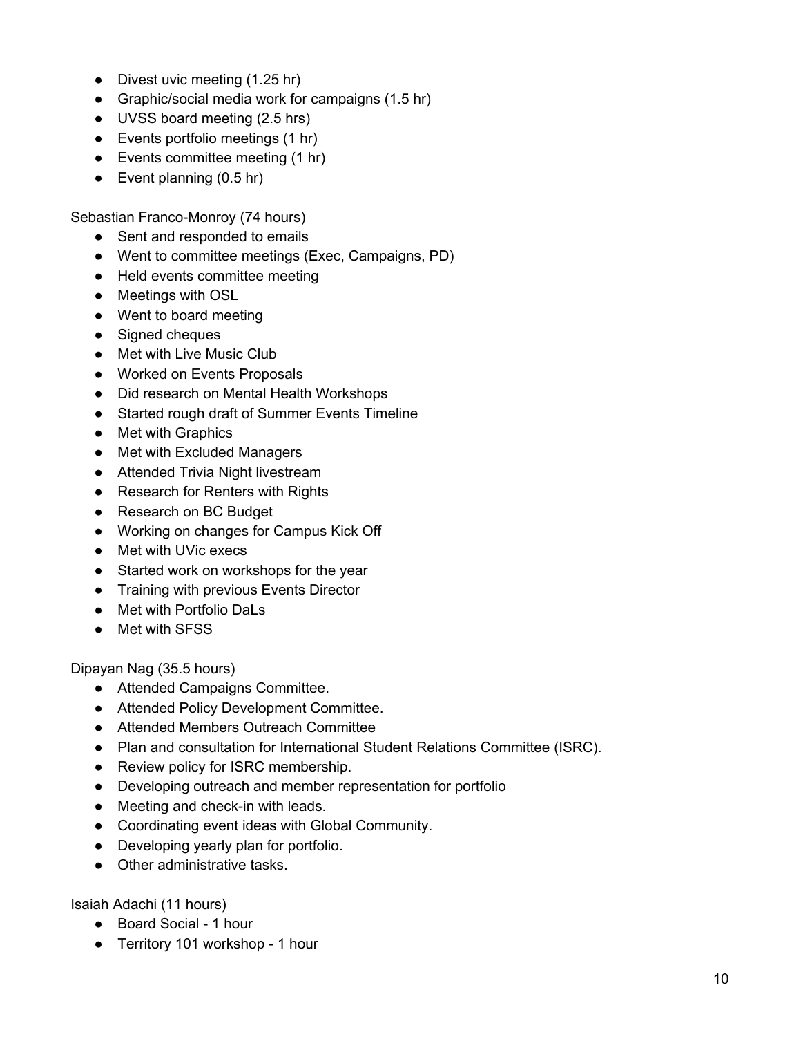- Divest uvic meeting (1.25 hr)
- Graphic/social media work for campaigns (1.5 hr)
- UVSS board meeting (2.5 hrs)
- Events portfolio meetings (1 hr)
- Events committee meeting (1 hr)
- Event planning (0.5 hr)

Sebastian Franco-Monroy (74 hours)

- Sent and responded to emails
- Went to committee meetings (Exec, Campaigns, PD)
- Held events committee meeting
- Meetings with OSL
- Went to board meeting
- Signed cheques
- Met with Live Music Club
- Worked on Events Proposals
- Did research on Mental Health Workshops
- Started rough draft of Summer Events Timeline
- Met with Graphics
- Met with Excluded Managers
- Attended Trivia Night livestream
- Research for Renters with Rights
- Research on BC Budget
- Working on changes for Campus Kick Off
- Met with UVic execs
- Started work on workshops for the year
- Training with previous Events Director
- Met with Portfolio DaLs
- Met with SFSS

Dipayan Nag (35.5 hours)

- Attended Campaigns Committee.
- Attended Policy Development Committee.
- Attended Members Outreach Committee
- Plan and consultation for International Student Relations Committee (ISRC).
- Review policy for ISRC membership.
- Developing outreach and member representation for portfolio
- Meeting and check-in with leads.
- Coordinating event ideas with Global Community.
- Developing yearly plan for portfolio.
- Other administrative tasks.

Isaiah Adachi (11 hours)

- Board Social - 1 hour
- Territory 101 workshop - 1 hour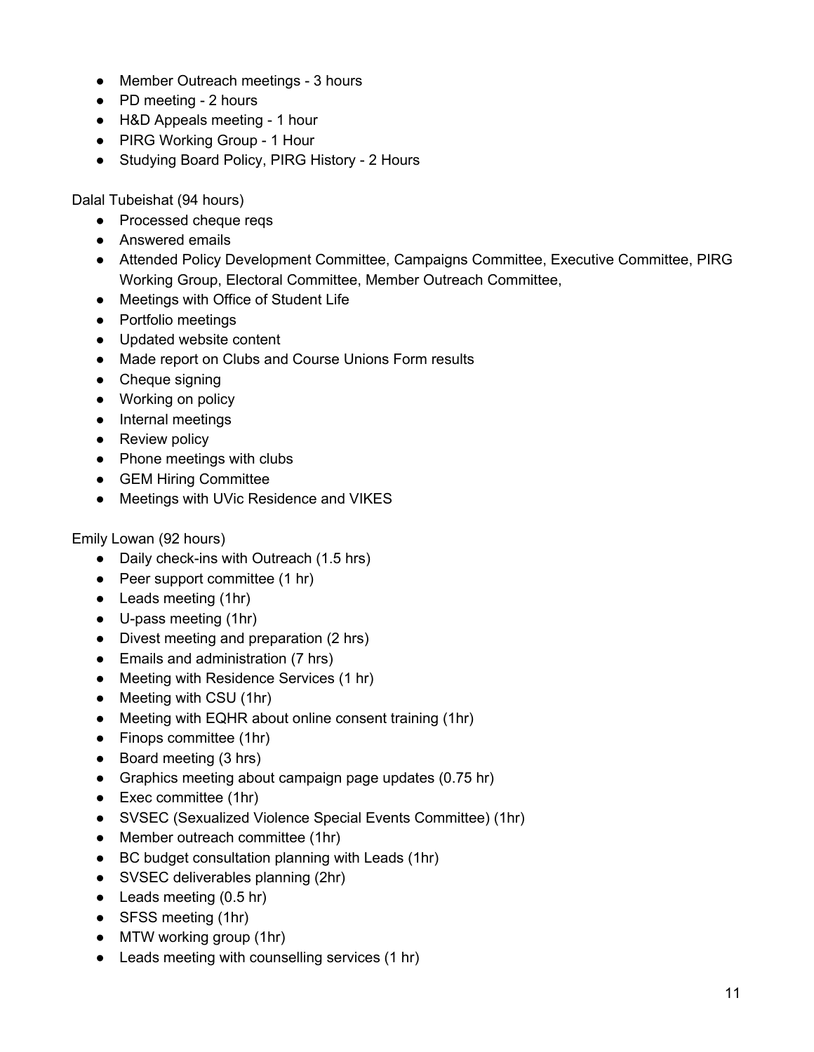- Member Outreach meetings - 3 hours
- PD meeting - 2 hours
- H&D Appeals meeting - 1 hour
- PIRG Working Group - 1 Hour
- Studying Board Policy, PIRG History - 2 Hours

Dalal Tubeishat (94 hours)

- Processed cheque reqs
- Answered emails
- Attended Policy Development Committee, Campaigns Committee, Executive Committee, PIRG Working Group, Electoral Committee, Member Outreach Committee,
- Meetings with Office of Student Life
- Portfolio meetings
- Updated website content
- Made report on Clubs and Course Unions Form results
- Cheque signing
- Working on policy
- Internal meetings
- Review policy
- Phone meetings with clubs
- GEM Hiring Committee
- Meetings with UVic Residence and VIKES

Emily Lowan (92 hours)

- Daily check-ins with Outreach (1.5 hrs)
- Peer support committee (1 hr)
- Leads meeting (1hr)
- U-pass meeting (1hr)
- Divest meeting and preparation (2 hrs)
- Emails and administration (7 hrs)
- Meeting with Residence Services (1 hr)
- Meeting with CSU (1hr)
- Meeting with EQHR about online consent training (1hr)
- Finops committee (1hr)
- Board meeting (3 hrs)
- Graphics meeting about campaign page updates (0.75 hr)
- Exec committee (1hr)
- SVSEC (Sexualized Violence Special Events Committee) (1hr)
- Member outreach committee (1hr)
- BC budget consultation planning with Leads (1hr)
- SVSEC deliverables planning (2hr)
- Leads meeting (0.5 hr)
- SFSS meeting (1hr)
- MTW working group (1hr)
- Leads meeting with counselling services (1 hr)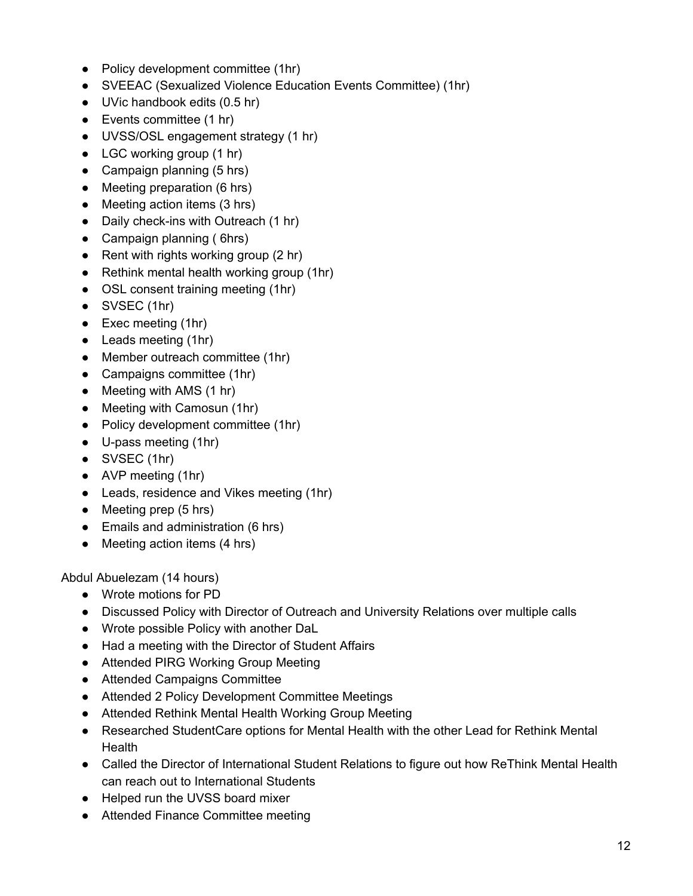- Policy development committee (1hr)
- SVEEAC (Sexualized Violence Education Events Committee) (1hr)
- UVic handbook edits (0.5 hr)
- Events committee (1 hr)
- UVSS/OSL engagement strategy (1 hr)
- LGC working group (1 hr)
- Campaign planning (5 hrs)
- Meeting preparation (6 hrs)
- Meeting action items (3 hrs)
- Daily check-ins with Outreach (1 hr)
- Campaign planning ( 6hrs)
- Rent with rights working group (2 hr)
- Rethink mental health working group (1hr)
- OSL consent training meeting (1hr)
- SVSEC (1hr)
- Exec meeting (1hr)
- Leads meeting (1hr)
- Member outreach committee (1hr)
- Campaigns committee (1hr)
- Meeting with AMS (1 hr)
- Meeting with Camosun (1hr)
- Policy development committee (1hr)
- U-pass meeting (1hr)
- SVSEC (1hr)
- AVP meeting (1hr)
- Leads, residence and Vikes meeting (1hr)
- Meeting prep (5 hrs)
- Emails and administration (6 hrs)
- Meeting action items (4 hrs)

Abdul Abuelezam (14 hours)

- Wrote motions for PD
- Discussed Policy with Director of Outreach and University Relations over multiple calls
- Wrote possible Policy with another DaL
- Had a meeting with the Director of Student Affairs
- Attended PIRG Working Group Meeting
- Attended Campaigns Committee
- Attended 2 Policy Development Committee Meetings
- Attended Rethink Mental Health Working Group Meeting
- Researched StudentCare options for Mental Health with the other Lead for Rethink Mental Health
- Called the Director of International Student Relations to figure out how ReThink Mental Health can reach out to International Students
- Helped run the UVSS board mixer
- Attended Finance Committee meeting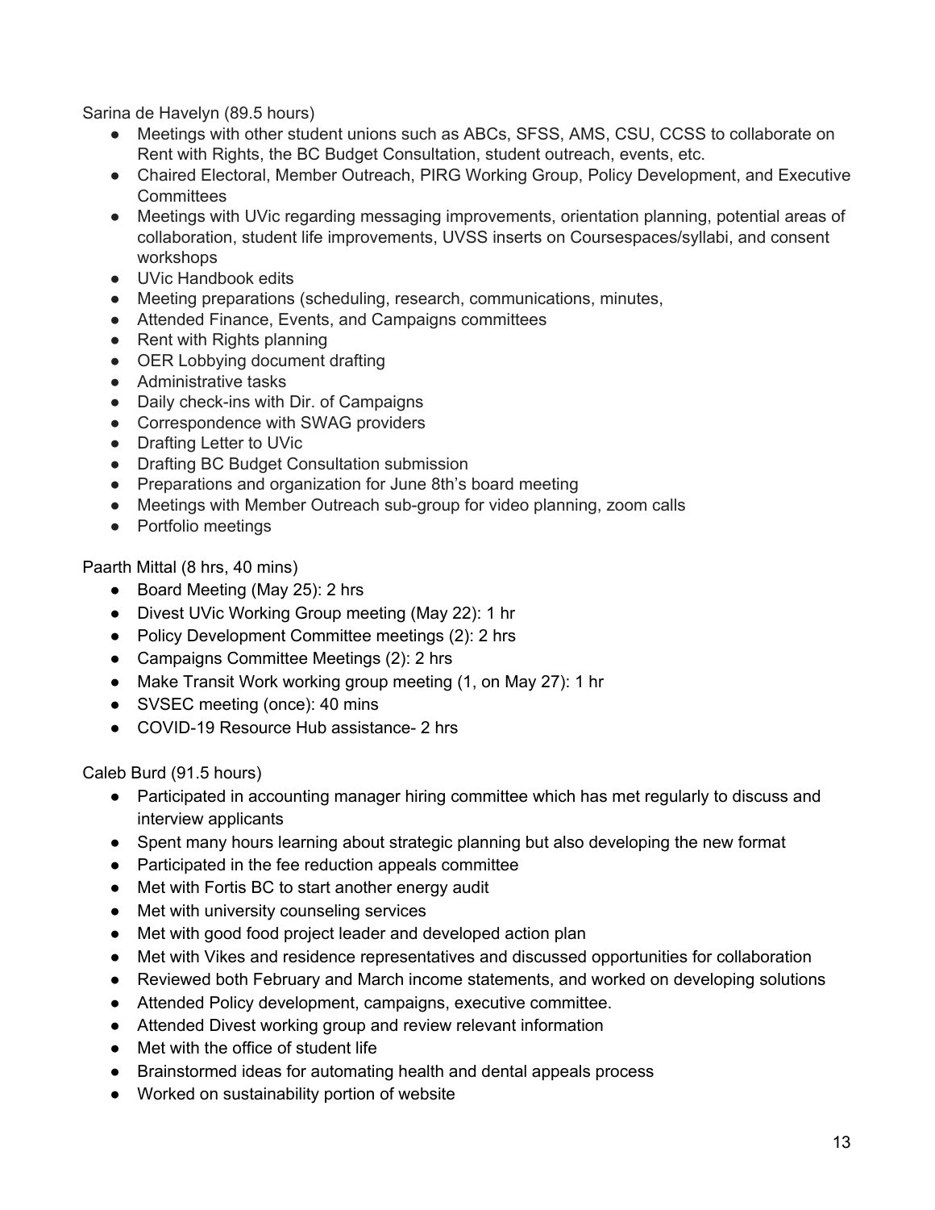Sarina de Havelyn (89.5 hours)

- Meetings with other student unions such as ABCs, SFSS, AMS, CSU, CCSS to collaborate on Rent with Rights, the BC Budget Consultation, student outreach, events, etc.
- Chaired Electoral, Member Outreach, PIRG Working Group, Policy Development, and Executive Committees
- Meetings with UVic regarding messaging improvements, orientation planning, potential areas of collaboration, student life improvements, UVSS inserts on Coursespaces/syllabi, and consent workshops
- UVic Handbook edits
- Meeting preparations (scheduling, research, communications, minutes,
- Attended Finance, Events, and Campaigns committees
- Rent with Rights planning
- OER Lobbying document drafting
- Administrative tasks
- Daily check-ins with Dir. of Campaigns
- Correspondence with SWAG providers
- Drafting Letter to UVic
- Drafting BC Budget Consultation submission
- Preparations and organization for June 8th's board meeting
- Meetings with Member Outreach sub-group for video planning, zoom calls
- Portfolio meetings

Paarth Mittal (8 hrs, 40 mins)

- Board Meeting (May 25): 2 hrs
- Divest UVic Working Group meeting (May 22): 1 hr
- Policy Development Committee meetings (2): 2 hrs
- Campaigns Committee Meetings (2): 2 hrs
- Make Transit Work working group meeting (1, on May 27): 1 hr
- SVSEC meeting (once): 40 mins
- COVID-19 Resource Hub assistance- 2 hrs

Caleb Burd (91.5 hours)

- Participated in accounting manager hiring committee which has met regularly to discuss and interview applicants
- Spent many hours learning about strategic planning but also developing the new format
- Participated in the fee reduction appeals committee
- Met with Fortis BC to start another energy audit
- Met with university counseling services
- Met with good food project leader and developed action plan
- Met with Vikes and residence representatives and discussed opportunities for collaboration
- Reviewed both February and March income statements, and worked on developing solutions
- Attended Policy development, campaigns, executive committee.
- Attended Divest working group and review relevant information
- Met with the office of student life
- Brainstormed ideas for automating health and dental appeals process
- Worked on sustainability portion of website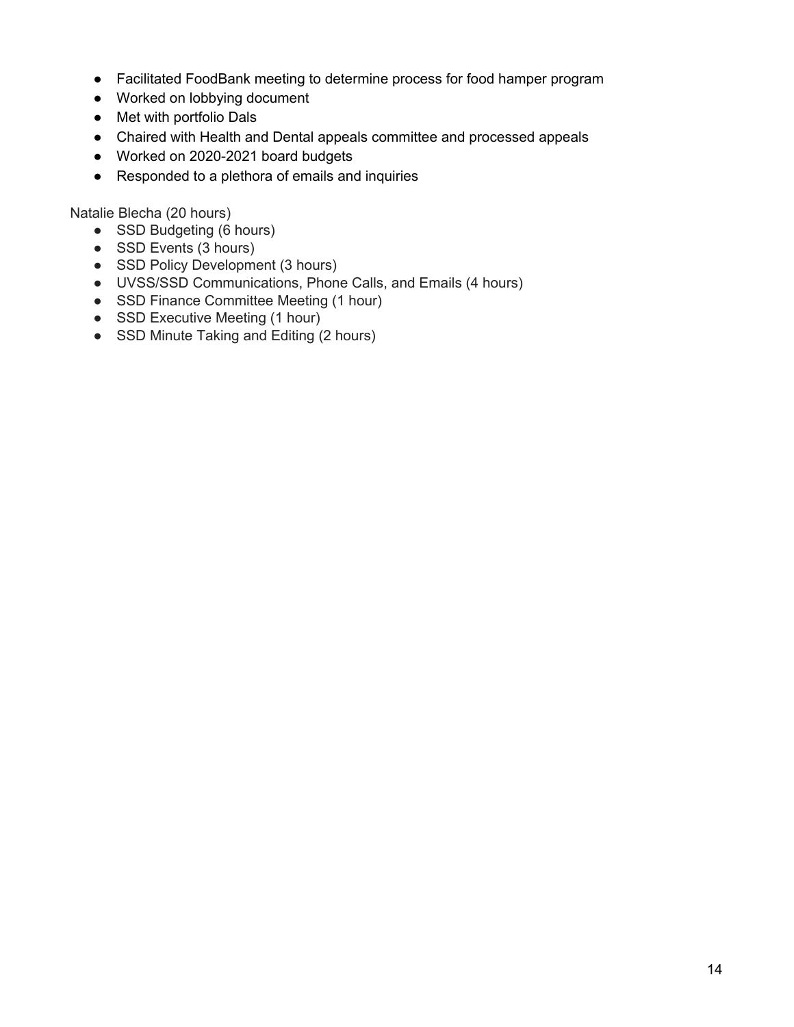- Facilitated FoodBank meeting to determine process for food hamper program
- Worked on lobbying document
- Met with portfolio Dals
- Chaired with Health and Dental appeals committee and processed appeals
- Worked on 2020-2021 board budgets
- Responded to a plethora of emails and inquiries

Natalie Blecha (20 hours)

- SSD Budgeting (6 hours)
- SSD Events (3 hours)
- SSD Policy Development (3 hours)
- UVSS/SSD Communications, Phone Calls, and Emails (4 hours)
- SSD Finance Committee Meeting (1 hour)
- SSD Executive Meeting (1 hour)
- SSD Minute Taking and Editing (2 hours)